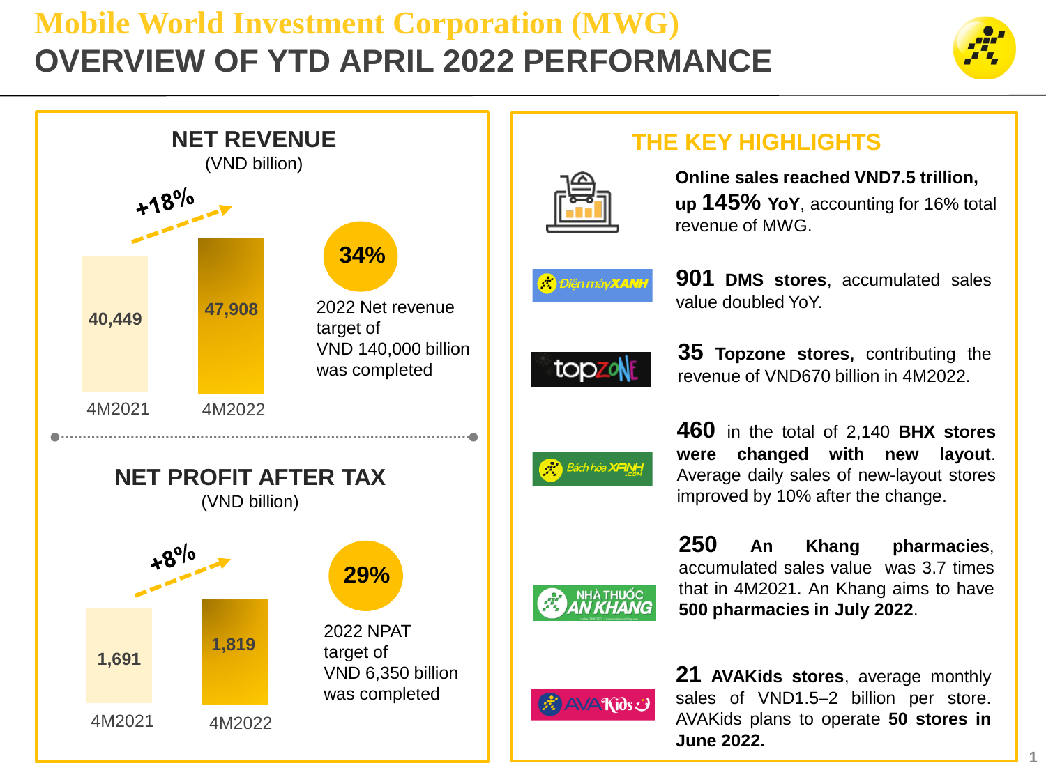# Mobile World Investment Corporation (MWG)

# OVERVIEW OF YTD APRIL 2022 PERFORMANCE

## NET REVENUE

(VND billion)

| | 4M2021 | 4M2022 |
|---|---|---|
| Net revenue | 40,449 | 47,908 |

+18%

**34%**

2022 Net revenue target of VND 140,000 billion was completed

## NET PROFIT AFTER TAX

(VND billion)

| | 4M2021 | 4M2022 |
|---|---|---|
| Net profit after tax | 1,691 | 1,819 |

+8%

**29%**

2022 NPAT target of VND 6,350 billion was completed

## THE KEY HIGHLIGHTS

**Online sales reached VND7.5 trillion, up 145% YoY**, accounting for 16% total revenue of MWG.

Điện máy XANH

**901 DMS stores**, accumulated sales value doubled YoY.

topzone

**35 Topzone stores,** contributing the revenue of VND670 billion in 4M2022.

Bách hóa XANH

**460** in the total of 2,140 **BHX stores were changed with new layout**. Average daily sales of new-layout stores improved by 10% after the change.

NHÀ THUỐC AN KHANG

**250 An Khang pharmacies**, accumulated sales value was 3.7 times that in 4M2021. An Khang aims to have **500 pharmacies in July 2022**.

AVAKids

**21 AVAKids stores**, average monthly sales of VND1.5–2 billion per store. AVAKids plans to operate **50 stores in June 2022.**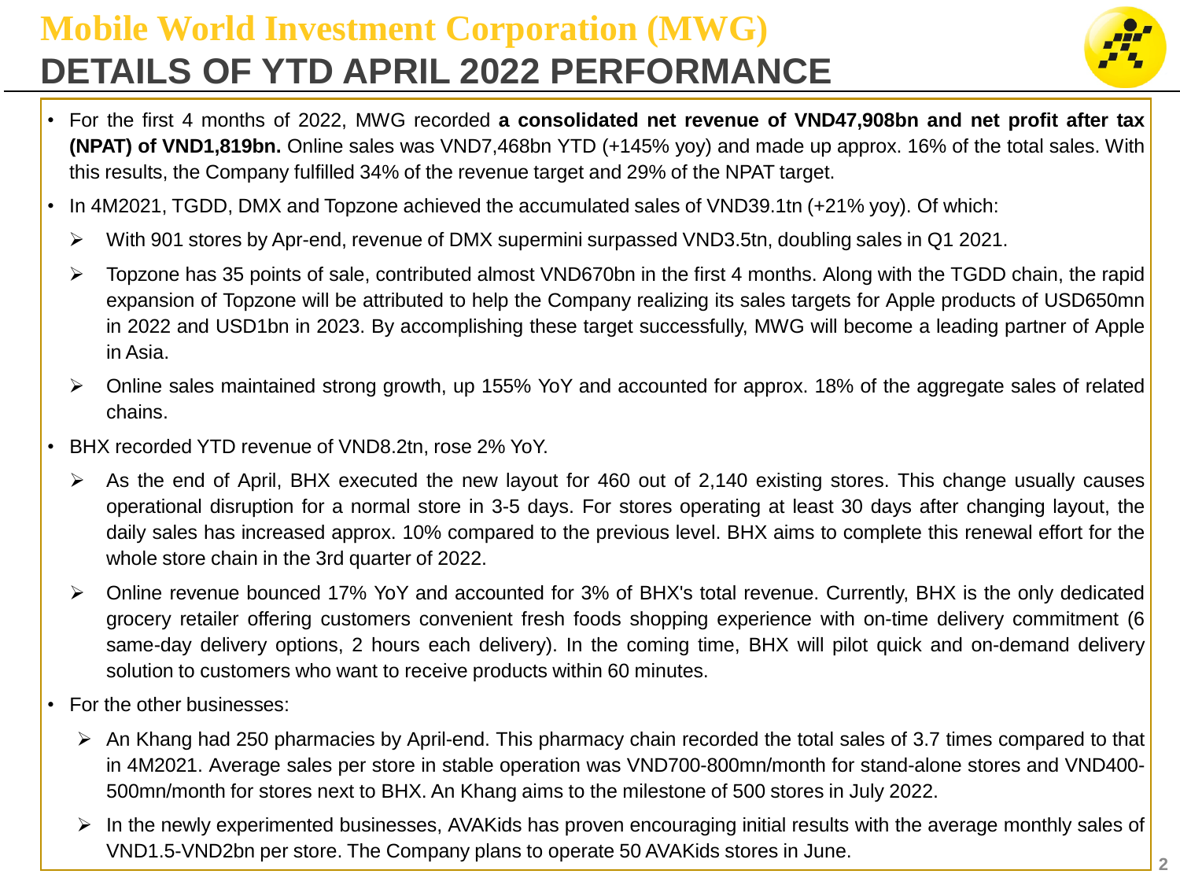# Mobile World Investment Corporation (MWG)

## DETAILS OF YTD APRIL 2022 PERFORMANCE

- For the first 4 months of 2022, MWG recorded **a consolidated net revenue of VND47,908bn and net profit after tax (NPAT) of VND1,819bn.** Online sales was VND7,468bn YTD (+145% yoy) and made up approx. 16% of the total sales. With this results, the Company fulfilled 34% of the revenue target and 29% of the NPAT target.
- In 4M2021, TGDD, DMX and Topzone achieved the accumulated sales of VND39.1tn (+21% yoy). Of which:
  - With 901 stores by Apr-end, revenue of DMX supermini surpassed VND3.5tn, doubling sales in Q1 2021.
  - Topzone has 35 points of sale, contributed almost VND670bn in the first 4 months. Along with the TGDD chain, the rapid expansion of Topzone will be attributed to help the Company realizing its sales targets for Apple products of USD650mn in 2022 and USD1bn in 2023. By accomplishing these target successfully, MWG will become a leading partner of Apple in Asia.
  - Online sales maintained strong growth, up 155% YoY and accounted for approx. 18% of the aggregate sales of related chains.
- BHX recorded YTD revenue of VND8.2tn, rose 2% YoY.
  - As the end of April, BHX executed the new layout for 460 out of 2,140 existing stores. This change usually causes operational disruption for a normal store in 3-5 days. For stores operating at least 30 days after changing layout, the daily sales has increased approx. 10% compared to the previous level. BHX aims to complete this renewal effort for the whole store chain in the 3rd quarter of 2022.
  - Online revenue bounced 17% YoY and accounted for 3% of BHX's total revenue. Currently, BHX is the only dedicated grocery retailer offering customers convenient fresh foods shopping experience with on-time delivery commitment (6 same-day delivery options, 2 hours each delivery). In the coming time, BHX will pilot quick and on-demand delivery solution to customers who want to receive products within 60 minutes.
- For the other businesses:
  - An Khang had 250 pharmacies by April-end. This pharmacy chain recorded the total sales of 3.7 times compared to that in 4M2021. Average sales per store in stable operation was VND700-800mn/month for stand-alone stores and VND400-500mn/month for stores next to BHX. An Khang aims to the milestone of 500 stores in July 2022.
  - In the newly experimented businesses, AVAKids has proven encouraging initial results with the average monthly sales of VND1.5-VND2bn per store. The Company plans to operate 50 AVAKids stores in June.